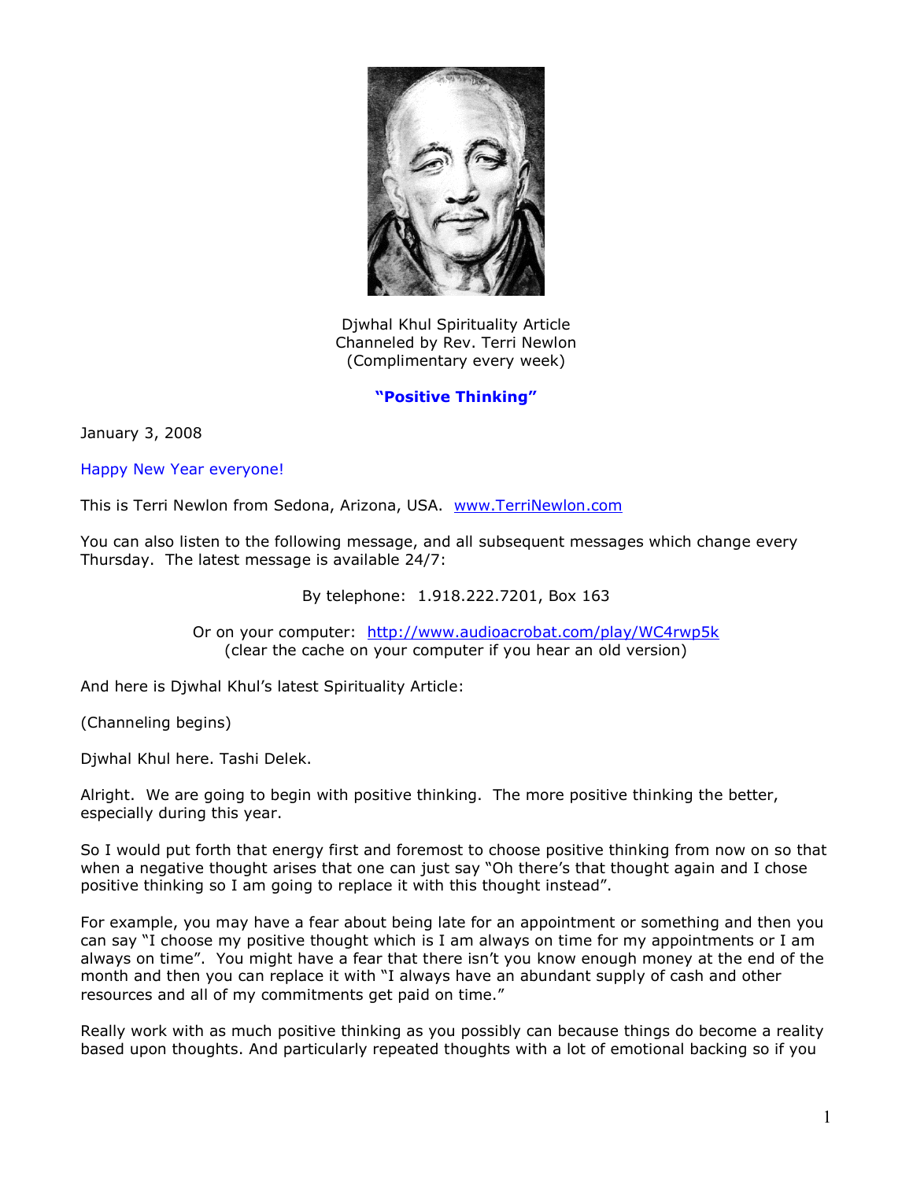Djwhal Khul Spirituality Article
Channeled by Rev. Terri Newlon
(Complimentary every week)

## **"Positive Thinking"**

January 3, 2008

Happy New Year everyone!

This is Terri Newlon from Sedona, Arizona, USA. [www.TerriNewlon.com](http://www.TerriNewlon.com)

You can also listen to the following message, and all subsequent messages which change every Thursday. The latest message is available 24/7:

By telephone: 1.918.222.7201, Box 163

Or on your computer: [http://www.audioacrobat.com/play/WC4rwp5k](http://www.audioacrobat.com/play/WC4rwp5k)
(clear the cache on your computer if you hear an old version)

And here is Djwhal Khul's latest Spirituality Article:

(Channeling begins)

Djwhal Khul here. Tashi Delek.

Alright. We are going to begin with positive thinking. The more positive thinking the better, especially during this year.

So I would put forth that energy first and foremost to choose positive thinking from now on so that when a negative thought arises that one can just say "Oh there's that thought again and I chose positive thinking so I am going to replace it with this thought instead".

For example, you may have a fear about being late for an appointment or something and then you can say "I choose my positive thought which is I am always on time for my appointments or I am always on time". You might have a fear that there isn't you know enough money at the end of the month and then you can replace it with "I always have an abundant supply of cash and other resources and all of my commitments get paid on time."

Really work with as much positive thinking as you possibly can because things do become a reality based upon thoughts. And particularly repeated thoughts with a lot of emotional backing so if you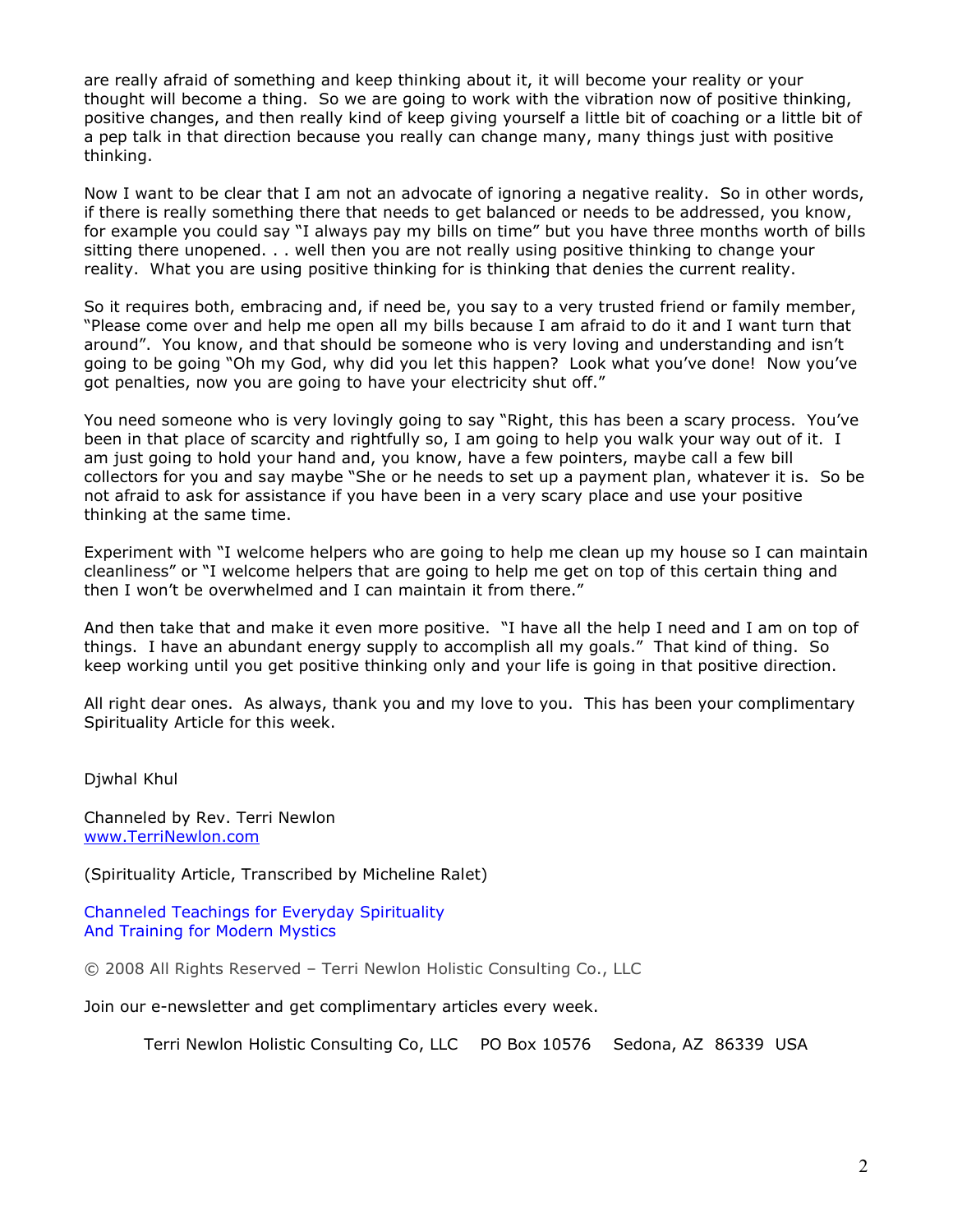are really afraid of something and keep thinking about it, it will become your reality or your thought will become a thing. So we are going to work with the vibration now of positive thinking, positive changes, and then really kind of keep giving yourself a little bit of coaching or a little bit of a pep talk in that direction because you really can change many, many things just with positive thinking.

Now I want to be clear that I am not an advocate of ignoring a negative reality. So in other words, if there is really something there that needs to get balanced or needs to be addressed, you know, for example you could say "I always pay my bills on time" but you have three months worth of bills sitting there unopened. . . well then you are not really using positive thinking to change your reality. What you are using positive thinking for is thinking that denies the current reality.

So it requires both, embracing and, if need be, you say to a very trusted friend or family member, "Please come over and help me open all my bills because I am afraid to do it and I want turn that around". You know, and that should be someone who is very loving and understanding and isn't going to be going "Oh my God, why did you let this happen? Look what you've done! Now you've got penalties, now you are going to have your electricity shut off."

You need someone who is very lovingly going to say "Right, this has been a scary process. You've been in that place of scarcity and rightfully so, I am going to help you walk your way out of it. I am just going to hold your hand and, you know, have a few pointers, maybe call a few bill collectors for you and say maybe "She or he needs to set up a payment plan, whatever it is. So be not afraid to ask for assistance if you have been in a very scary place and use your positive thinking at the same time.

Experiment with "I welcome helpers who are going to help me clean up my house so I can maintain cleanliness" or "I welcome helpers that are going to help me get on top of this certain thing and then I won't be overwhelmed and I can maintain it from there."

And then take that and make it even more positive. "I have all the help I need and I am on top of things. I have an abundant energy supply to accomplish all my goals." That kind of thing. So keep working until you get positive thinking only and your life is going in that positive direction.

All right dear ones. As always, thank you and my love to you. This has been your complimentary Spirituality Article for this week.

Djwhal Khul

Channeled by Rev. Terri Newlon
[www.TerriNewlon.com](http://www.TerriNewlon.com)

(Spirituality Article, Transcribed by Micheline Ralet)

Channeled Teachings for Everyday Spirituality
And Training for Modern Mystics

© 2008 All Rights Reserved – Terri Newlon Holistic Consulting Co., LLC

Join our e-newsletter and get complimentary articles every week.

Terri Newlon Holistic Consulting Co, LLC PO Box 10576 Sedona, AZ 86339 USA